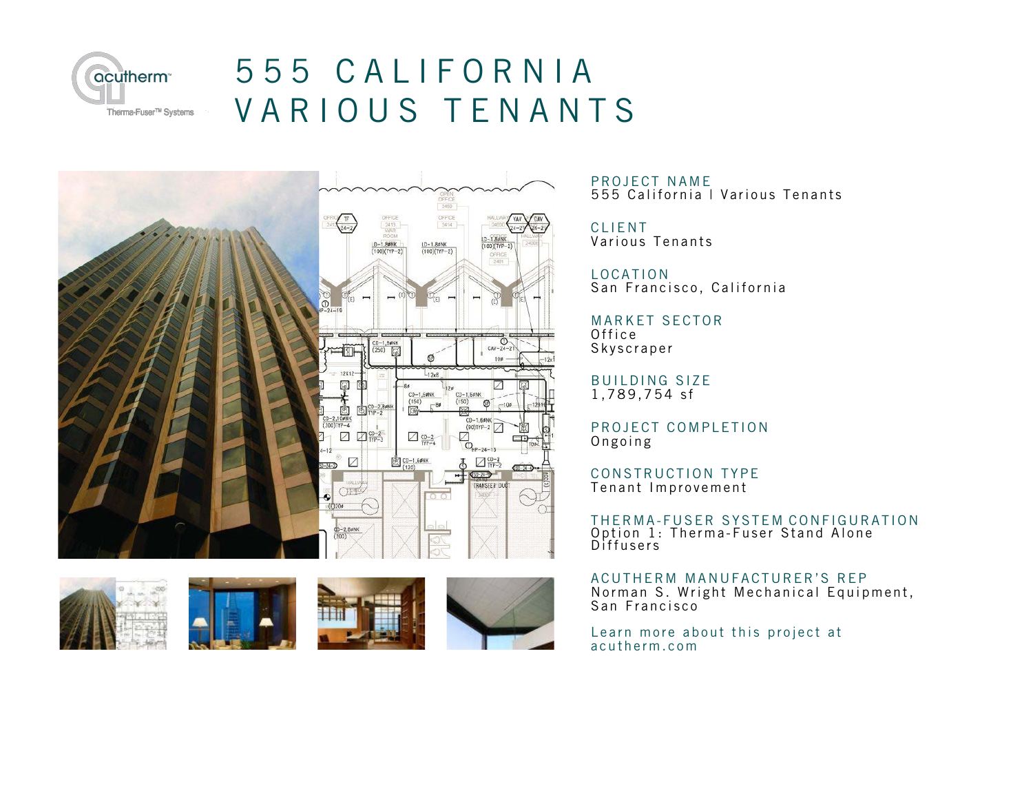# 555 CALIFORNIA
# VARIOUS TENANTS

**PROJECT NAME**
555 California | Various Tenants

**CLIENT**
Various Tenants

**LOCATION**
San Francisco, California

**MARKET SECTOR**
Office
Skyscraper

**BUILDING SIZE**
1,789,754 sf

**PROJECT COMPLETION**
Ongoing

**CONSTRUCTION TYPE**
Tenant Improvement

**THERMA-FUSER SYSTEM CONFIGURATION**
Option 1: Therma-Fuser Stand Alone Diffusers

**ACUTHERM MANUFACTURER'S REP**
Norman S. Wright Mechanical Equipment, San Francisco

Learn more about this project at acutherm.com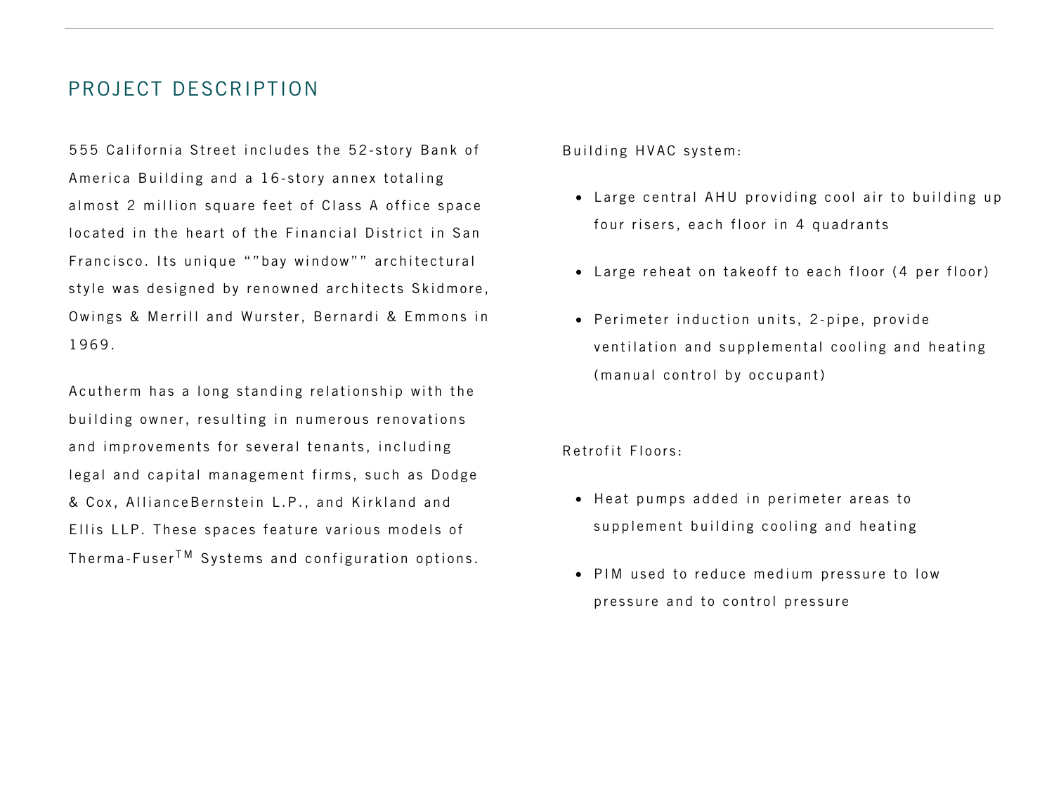## PROJECT DESCRIPTION

555 California Street includes the 52-story Bank of America Building and a 16-story annex totaling almost 2 million square feet of Class A office space located in the heart of the Financial District in San Francisco. Its unique “”bay window”” architectural style was designed by renowned architects Skidmore, Owings & Merrill and Wurster, Bernardi & Emmons in 1969.

Acutherm has a long standing relationship with the building owner, resulting in numerous renovations and improvements for several tenants, including legal and capital management firms, such as Dodge & Cox, AllianceBernstein L.P., and Kirkland and Ellis LLP. These spaces feature various models of Therma-Fuser™ Systems and configuration options.

Building HVAC system:

- Large central AHU providing cool air to building up four risers, each floor in 4 quadrants
- Large reheat on takeoff to each floor (4 per floor)
- Perimeter induction units, 2-pipe, provide ventilation and supplemental cooling and heating (manual control by occupant)

Retrofit Floors:

- Heat pumps added in perimeter areas to supplement building cooling and heating
- PIM used to reduce medium pressure to low pressure and to control pressure